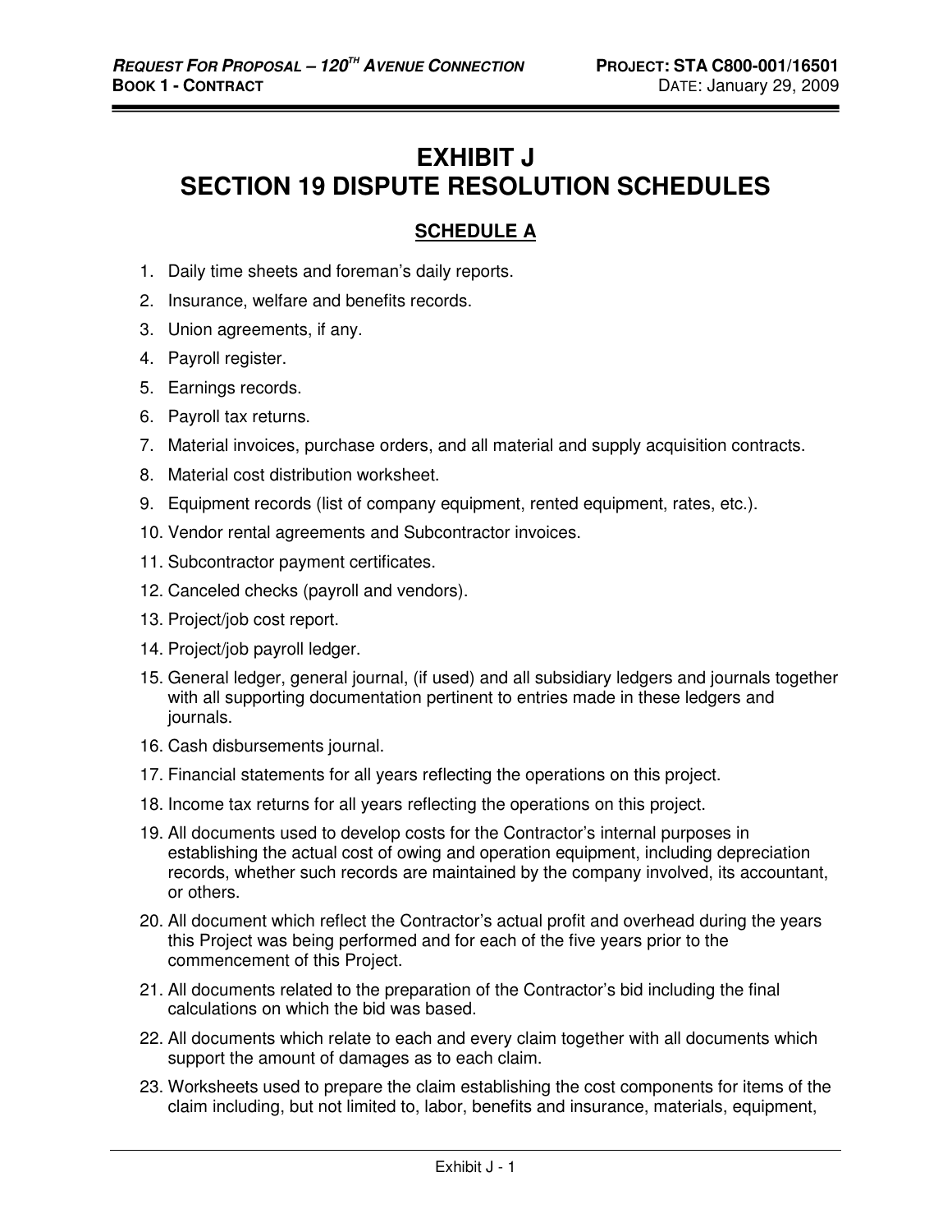# EXHIBIT J
# SECTION 19 DISPUTE RESOLUTION SCHEDULES

## SCHEDULE A

1. Daily time sheets and foreman's daily reports.
2. Insurance, welfare and benefits records.
3. Union agreements, if any.
4. Payroll register.
5. Earnings records.
6. Payroll tax returns.
7. Material invoices, purchase orders, and all material and supply acquisition contracts.
8. Material cost distribution worksheet.
9. Equipment records (list of company equipment, rented equipment, rates, etc.).
10. Vendor rental agreements and Subcontractor invoices.
11. Subcontractor payment certificates.
12. Canceled checks (payroll and vendors).
13. Project/job cost report.
14. Project/job payroll ledger.
15. General ledger, general journal, (if used) and all subsidiary ledgers and journals together with all supporting documentation pertinent to entries made in these ledgers and journals.
16. Cash disbursements journal.
17. Financial statements for all years reflecting the operations on this project.
18. Income tax returns for all years reflecting the operations on this project.
19. All documents used to develop costs for the Contractor's internal purposes in establishing the actual cost of owing and operation equipment, including depreciation records, whether such records are maintained by the company involved, its accountant, or others.
20. All document which reflect the Contractor's actual profit and overhead during the years this Project was being performed and for each of the five years prior to the commencement of this Project.
21. All documents related to the preparation of the Contractor's bid including the final calculations on which the bid was based.
22. All documents which relate to each and every claim together with all documents which support the amount of damages as to each claim.
23. Worksheets used to prepare the claim establishing the cost components for items of the claim including, but not limited to, labor, benefits and insurance, materials, equipment,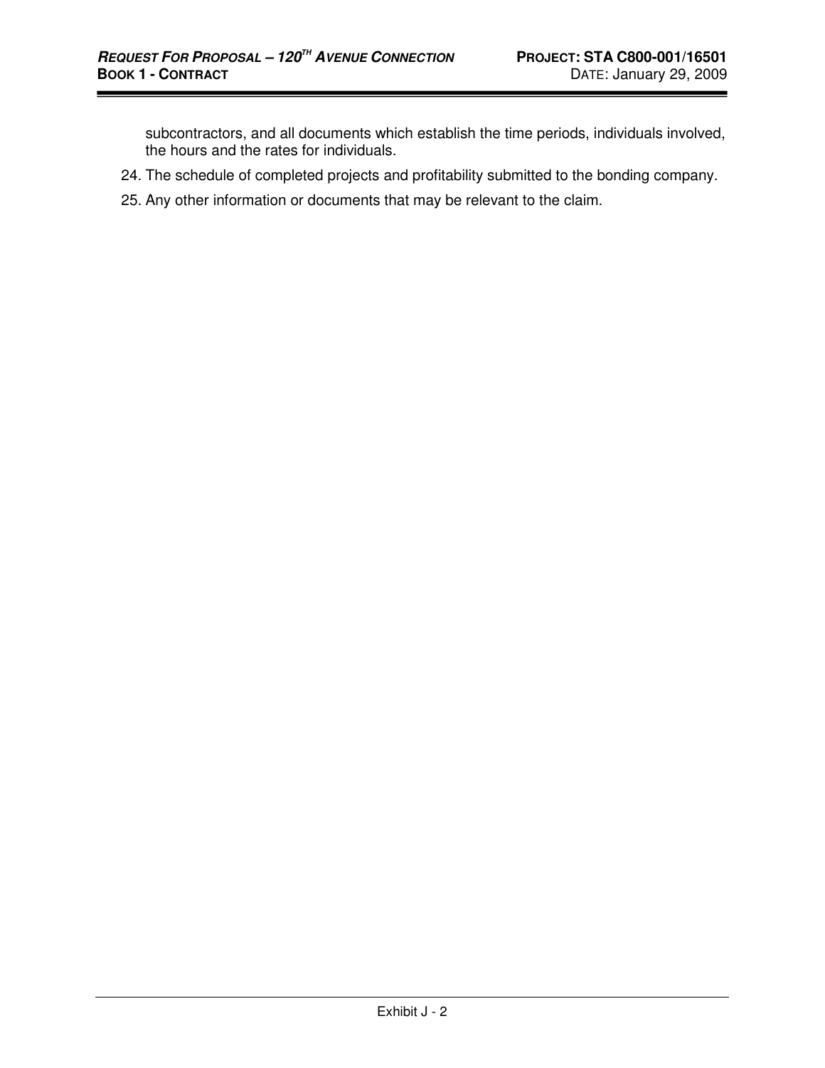subcontractors, and all documents which establish the time periods, individuals involved, the hours and the rates for individuals.

24. The schedule of completed projects and profitability submitted to the bonding company.
25. Any other information or documents that may be relevant to the claim.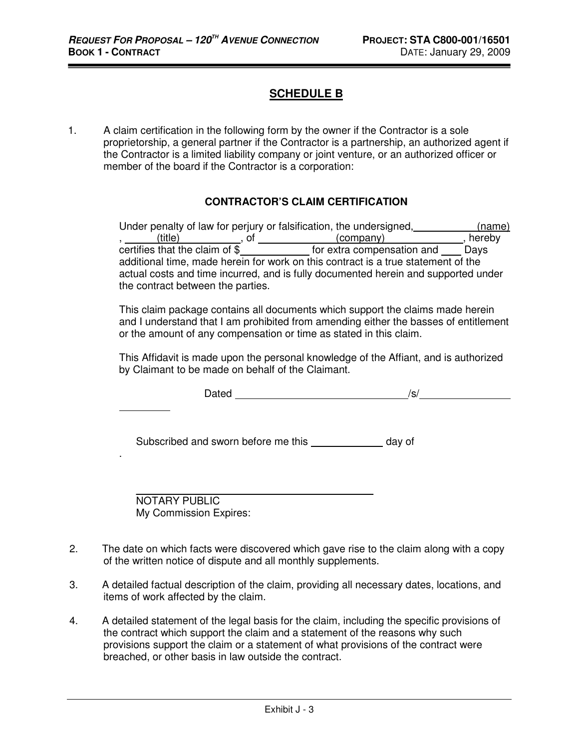# SCHEDULE B

1. A claim certification in the following form by the owner if the Contractor is a sole proprietorship, a general partner if the Contractor is a partnership, an authorized agent if the Contractor is a limited liability company or joint venture, or an authorized officer or member of the board if the Contractor is a corporation:

### CONTRACTOR'S CLAIM CERTIFICATION

Under penalty of law for perjury or falsification, the undersigned, ___________ (name), ______(title)__________, of ______________(company)______________, hereby certifies that the claim of $____________ for extra compensation and ____ Days additional time, made herein for work on this contract is a true statement of the actual costs and time incurred, and is fully documented herein and supported under the contract between the parties.

This claim package contains all documents which support the claims made herein and I understand that I am prohibited from amending either the basses of entitlement or the amount of any compensation or time as stated in this claim.

This Affidavit is made upon the personal knowledge of the Affiant, and is authorized by Claimant to be made on behalf of the Claimant.

Dated ______________________________/s/________________

__________

Subscribed and sworn before me this _____________ day of

.

_________________________________________
NOTARY PUBLIC
My Commission Expires:

2. The date on which facts were discovered which gave rise to the claim along with a copy of the written notice of dispute and all monthly supplements.

3. A detailed factual description of the claim, providing all necessary dates, locations, and items of work affected by the claim.

4. A detailed statement of the legal basis for the claim, including the specific provisions of the contract which support the claim and a statement of the reasons why such provisions support the claim or a statement of what provisions of the contract were breached, or other basis in law outside the contract.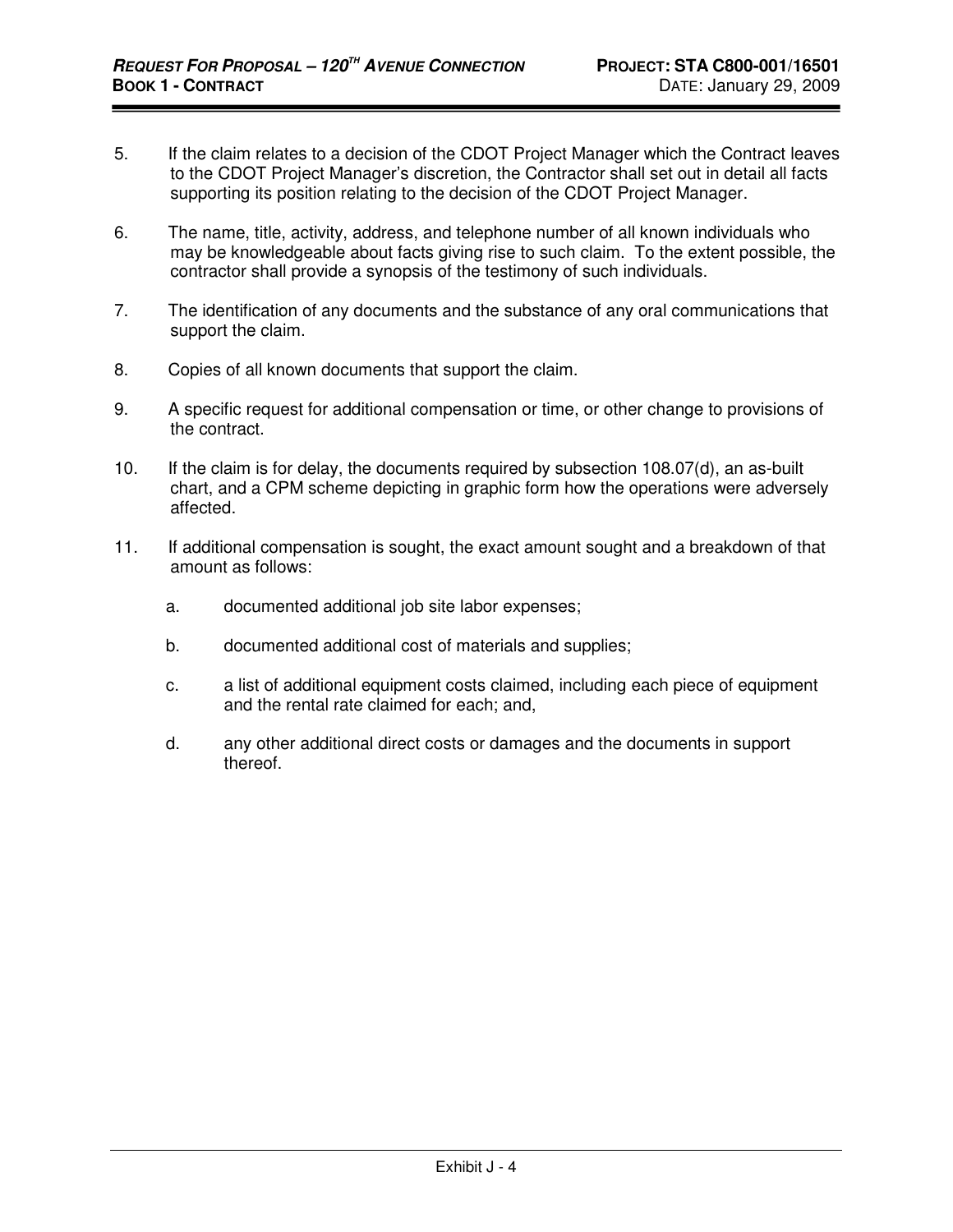5. If the claim relates to a decision of the CDOT Project Manager which the Contract leaves to the CDOT Project Manager's discretion, the Contractor shall set out in detail all facts supporting its position relating to the decision of the CDOT Project Manager.

6. The name, title, activity, address, and telephone number of all known individuals who may be knowledgeable about facts giving rise to such claim. To the extent possible, the contractor shall provide a synopsis of the testimony of such individuals.

7. The identification of any documents and the substance of any oral communications that support the claim.

8. Copies of all known documents that support the claim.

9. A specific request for additional compensation or time, or other change to provisions of the contract.

10. If the claim is for delay, the documents required by subsection 108.07(d), an as-built chart, and a CPM scheme depicting in graphic form how the operations were adversely affected.

11. If additional compensation is sought, the exact amount sought and a breakdown of that amount as follows:

    a. documented additional job site labor expenses;

    b. documented additional cost of materials and supplies;

    c. a list of additional equipment costs claimed, including each piece of equipment and the rental rate claimed for each; and,

    d. any other additional direct costs or damages and the documents in support thereof.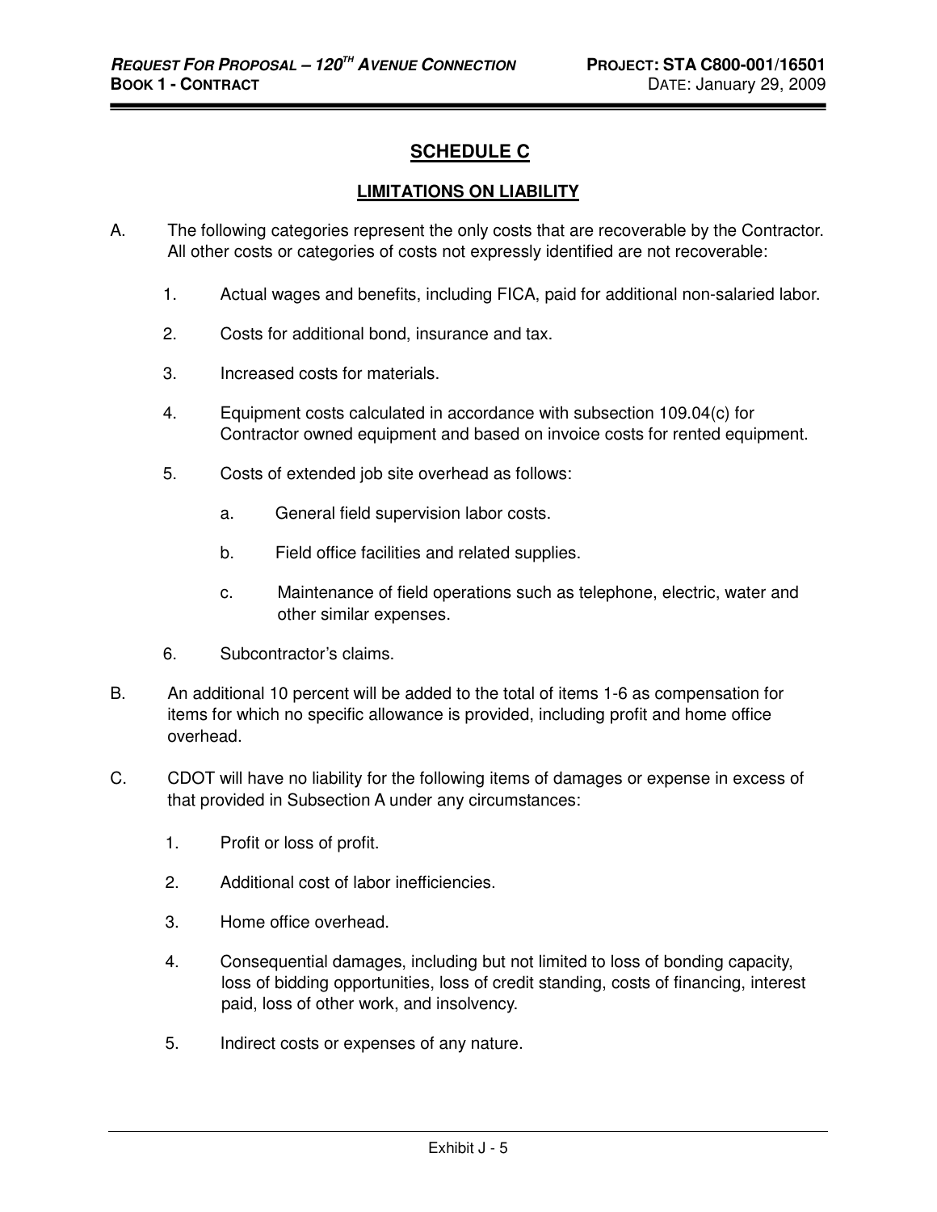## SCHEDULE C

### LIMITATIONS ON LIABILITY

A. The following categories represent the only costs that are recoverable by the Contractor. All other costs or categories of costs not expressly identified are not recoverable:

1. Actual wages and benefits, including FICA, paid for additional non-salaried labor.

2. Costs for additional bond, insurance and tax.

3. Increased costs for materials.

4. Equipment costs calculated in accordance with subsection 109.04(c) for Contractor owned equipment and based on invoice costs for rented equipment.

5. Costs of extended job site overhead as follows:

   a. General field supervision labor costs.

   b. Field office facilities and related supplies.

   c. Maintenance of field operations such as telephone, electric, water and other similar expenses.

6. Subcontractor's claims.

B. An additional 10 percent will be added to the total of items 1-6 as compensation for items for which no specific allowance is provided, including profit and home office overhead.

C. CDOT will have no liability for the following items of damages or expense in excess of that provided in Subsection A under any circumstances:

1. Profit or loss of profit.

2. Additional cost of labor inefficiencies.

3. Home office overhead.

4. Consequential damages, including but not limited to loss of bonding capacity, loss of bidding opportunities, loss of credit standing, costs of financing, interest paid, loss of other work, and insolvency.

5. Indirect costs or expenses of any nature.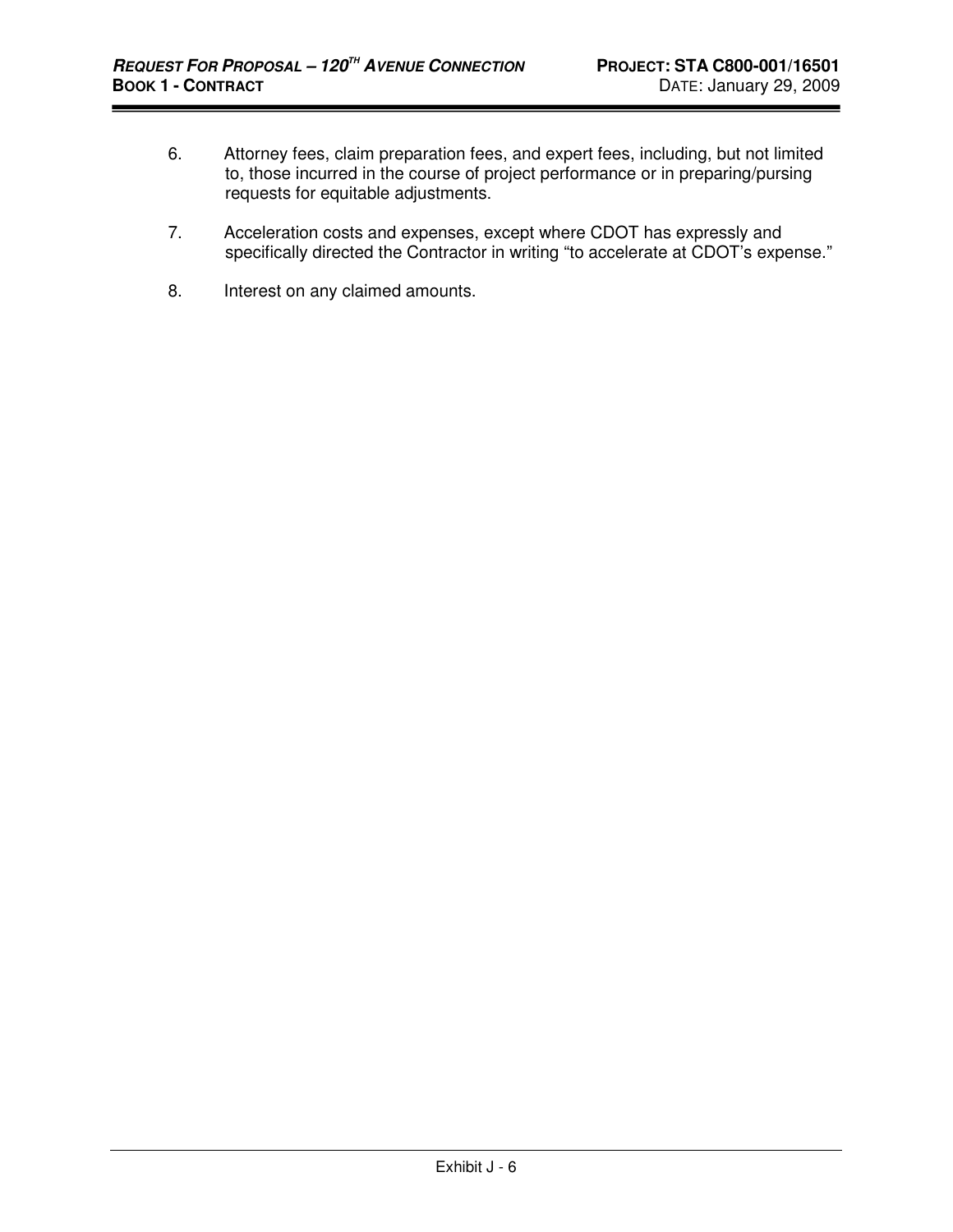6. Attorney fees, claim preparation fees, and expert fees, including, but not limited to, those incurred in the course of project performance or in preparing/pursing requests for equitable adjustments.

7. Acceleration costs and expenses, except where CDOT has expressly and specifically directed the Contractor in writing "to accelerate at CDOT's expense."

8. Interest on any claimed amounts.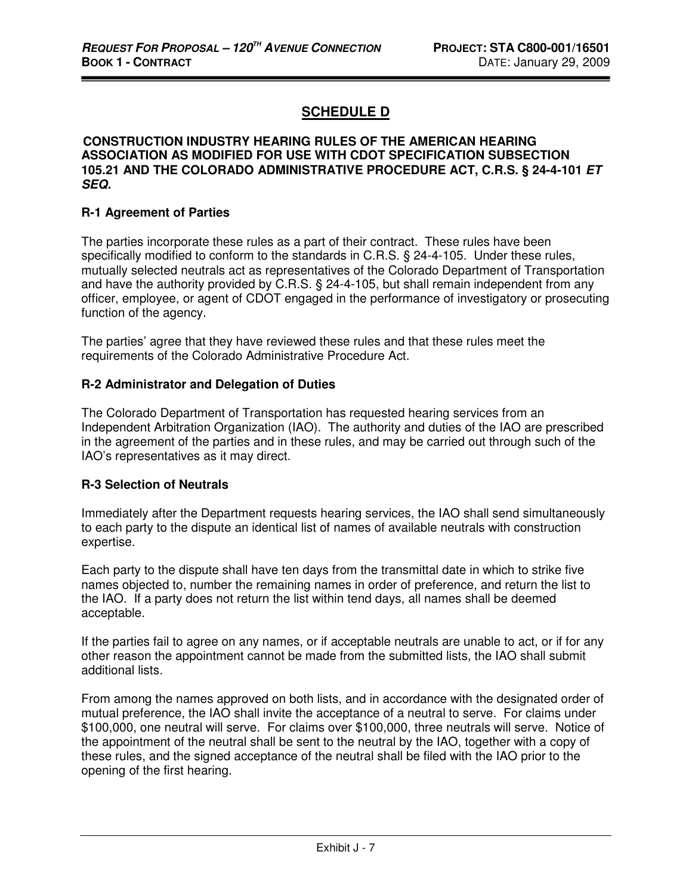## SCHEDULE D

### CONSTRUCTION INDUSTRY HEARING RULES OF THE AMERICAN HEARING ASSOCIATION AS MODIFIED FOR USE WITH CDOT SPECIFICATION SUBSECTION 105.21 AND THE COLORADO ADMINISTRATIVE PROCEDURE ACT, C.R.S. § 24-4-101 *ET SEQ.*

**R-1 Agreement of Parties**

The parties incorporate these rules as a part of their contract. These rules have been specifically modified to conform to the standards in C.R.S. § 24-4-105. Under these rules, mutually selected neutrals act as representatives of the Colorado Department of Transportation and have the authority provided by C.R.S. § 24-4-105, but shall remain independent from any officer, employee, or agent of CDOT engaged in the performance of investigatory or prosecuting function of the agency.

The parties' agree that they have reviewed these rules and that these rules meet the requirements of the Colorado Administrative Procedure Act.

**R-2 Administrator and Delegation of Duties**

The Colorado Department of Transportation has requested hearing services from an Independent Arbitration Organization (IAO). The authority and duties of the IAO are prescribed in the agreement of the parties and in these rules, and may be carried out through such of the IAO's representatives as it may direct.

**R-3 Selection of Neutrals**

Immediately after the Department requests hearing services, the IAO shall send simultaneously to each party to the dispute an identical list of names of available neutrals with construction expertise.

Each party to the dispute shall have ten days from the transmittal date in which to strike five names objected to, number the remaining names in order of preference, and return the list to the IAO. If a party does not return the list within tend days, all names shall be deemed acceptable.

If the parties fail to agree on any names, or if acceptable neutrals are unable to act, or if for any other reason the appointment cannot be made from the submitted lists, the IAO shall submit additional lists.

From among the names approved on both lists, and in accordance with the designated order of mutual preference, the IAO shall invite the acceptance of a neutral to serve. For claims under \$100,000, one neutral will serve. For claims over \$100,000, three neutrals will serve. Notice of the appointment of the neutral shall be sent to the neutral by the IAO, together with a copy of these rules, and the signed acceptance of the neutral shall be filed with the IAO prior to the opening of the first hearing.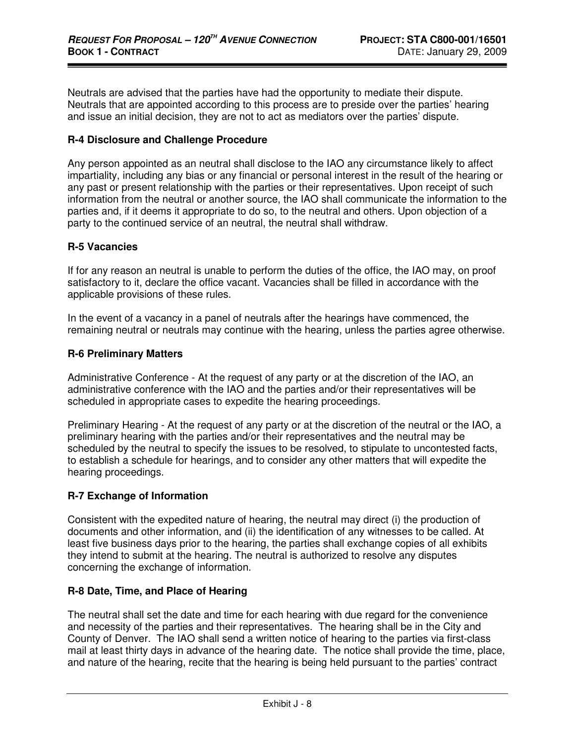Neutrals are advised that the parties have had the opportunity to mediate their dispute. Neutrals that are appointed according to this process are to preside over the parties' hearing and issue an initial decision, they are not to act as mediators over the parties' dispute.

**R-4 Disclosure and Challenge Procedure**

Any person appointed as an neutral shall disclose to the IAO any circumstance likely to affect impartiality, including any bias or any financial or personal interest in the result of the hearing or any past or present relationship with the parties or their representatives. Upon receipt of such information from the neutral or another source, the IAO shall communicate the information to the parties and, if it deems it appropriate to do so, to the neutral and others. Upon objection of a party to the continued service of an neutral, the neutral shall withdraw.

**R-5 Vacancies**

If for any reason an neutral is unable to perform the duties of the office, the IAO may, on proof satisfactory to it, declare the office vacant. Vacancies shall be filled in accordance with the applicable provisions of these rules.

In the event of a vacancy in a panel of neutrals after the hearings have commenced, the remaining neutral or neutrals may continue with the hearing, unless the parties agree otherwise.

**R-6 Preliminary Matters**

Administrative Conference - At the request of any party or at the discretion of the IAO, an administrative conference with the IAO and the parties and/or their representatives will be scheduled in appropriate cases to expedite the hearing proceedings.

Preliminary Hearing - At the request of any party or at the discretion of the neutral or the IAO, a preliminary hearing with the parties and/or their representatives and the neutral may be scheduled by the neutral to specify the issues to be resolved, to stipulate to uncontested facts, to establish a schedule for hearings, and to consider any other matters that will expedite the hearing proceedings.

**R-7 Exchange of Information**

Consistent with the expedited nature of hearing, the neutral may direct (i) the production of documents and other information, and (ii) the identification of any witnesses to be called. At least five business days prior to the hearing, the parties shall exchange copies of all exhibits they intend to submit at the hearing. The neutral is authorized to resolve any disputes concerning the exchange of information.

**R-8 Date, Time, and Place of Hearing**

The neutral shall set the date and time for each hearing with due regard for the convenience and necessity of the parties and their representatives. The hearing shall be in the City and County of Denver. The IAO shall send a written notice of hearing to the parties via first-class mail at least thirty days in advance of the hearing date. The notice shall provide the time, place, and nature of the hearing, recite that the hearing is being held pursuant to the parties' contract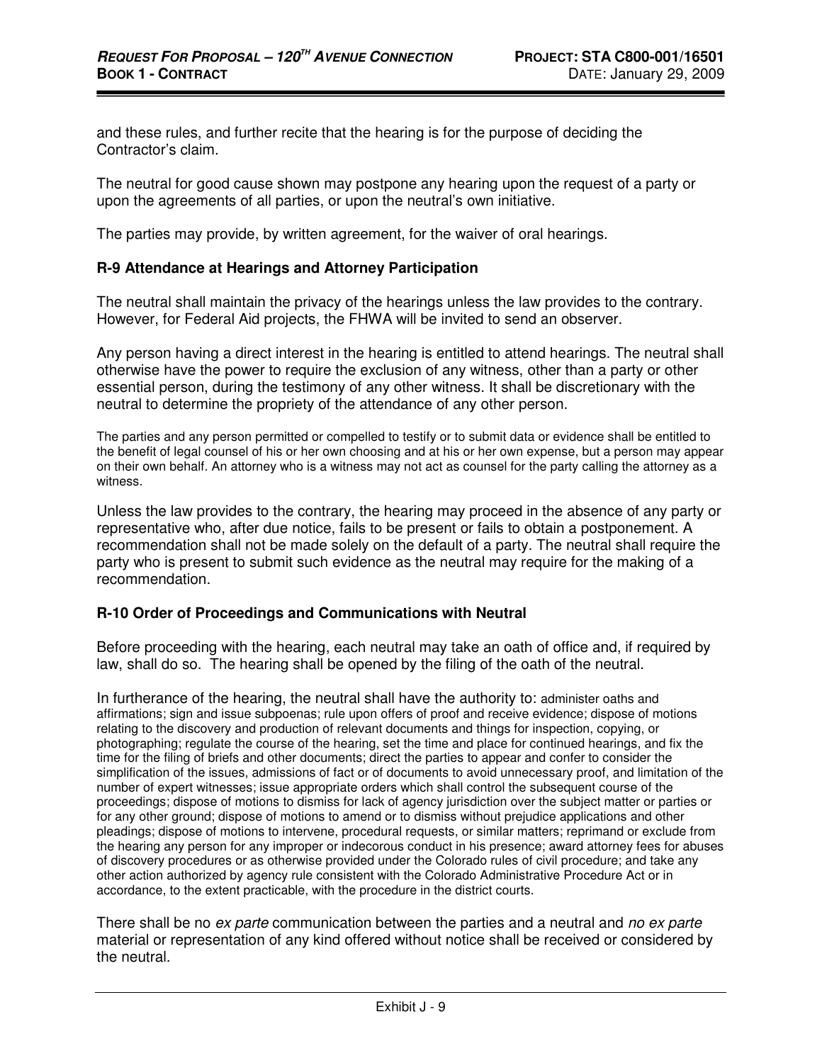and these rules, and further recite that the hearing is for the purpose of deciding the Contractor's claim.

The neutral for good cause shown may postpone any hearing upon the request of a party or upon the agreements of all parties, or upon the neutral's own initiative.

The parties may provide, by written agreement, for the waiver of oral hearings.

**R-9 Attendance at Hearings and Attorney Participation**

The neutral shall maintain the privacy of the hearings unless the law provides to the contrary. However, for Federal Aid projects, the FHWA will be invited to send an observer.

Any person having a direct interest in the hearing is entitled to attend hearings. The neutral shall otherwise have the power to require the exclusion of any witness, other than a party or other essential person, during the testimony of any other witness. It shall be discretionary with the neutral to determine the propriety of the attendance of any other person.

The parties and any person permitted or compelled to testify or to submit data or evidence shall be entitled to the benefit of legal counsel of his or her own choosing and at his or her own expense, but a person may appear on their own behalf. An attorney who is a witness may not act as counsel for the party calling the attorney as a witness.

Unless the law provides to the contrary, the hearing may proceed in the absence of any party or representative who, after due notice, fails to be present or fails to obtain a postponement. A recommendation shall not be made solely on the default of a party. The neutral shall require the party who is present to submit such evidence as the neutral may require for the making of a recommendation.

**R-10 Order of Proceedings and Communications with Neutral**

Before proceeding with the hearing, each neutral may take an oath of office and, if required by law, shall do so. The hearing shall be opened by the filing of the oath of the neutral.

In furtherance of the hearing, the neutral shall have the authority to: administer oaths and affirmations; sign and issue subpoenas; rule upon offers of proof and receive evidence; dispose of motions relating to the discovery and production of relevant documents and things for inspection, copying, or photographing; regulate the course of the hearing, set the time and place for continued hearings, and fix the time for the filing of briefs and other documents; direct the parties to appear and confer to consider the simplification of the issues, admissions of fact or of documents to avoid unnecessary proof, and limitation of the number of expert witnesses; issue appropriate orders which shall control the subsequent course of the proceedings; dispose of motions to dismiss for lack of agency jurisdiction over the subject matter or parties or for any other ground; dispose of motions to amend or to dismiss without prejudice applications and other pleadings; dispose of motions to intervene, procedural requests, or similar matters; reprimand or exclude from the hearing any person for any improper or indecorous conduct in his presence; award attorney fees for abuses of discovery procedures or as otherwise provided under the Colorado rules of civil procedure; and take any other action authorized by agency rule consistent with the Colorado Administrative Procedure Act or in accordance, to the extent practicable, with the procedure in the district courts.

There shall be no *ex parte* communication between the parties and a neutral and *no ex parte* material or representation of any kind offered without notice shall be received or considered by the neutral.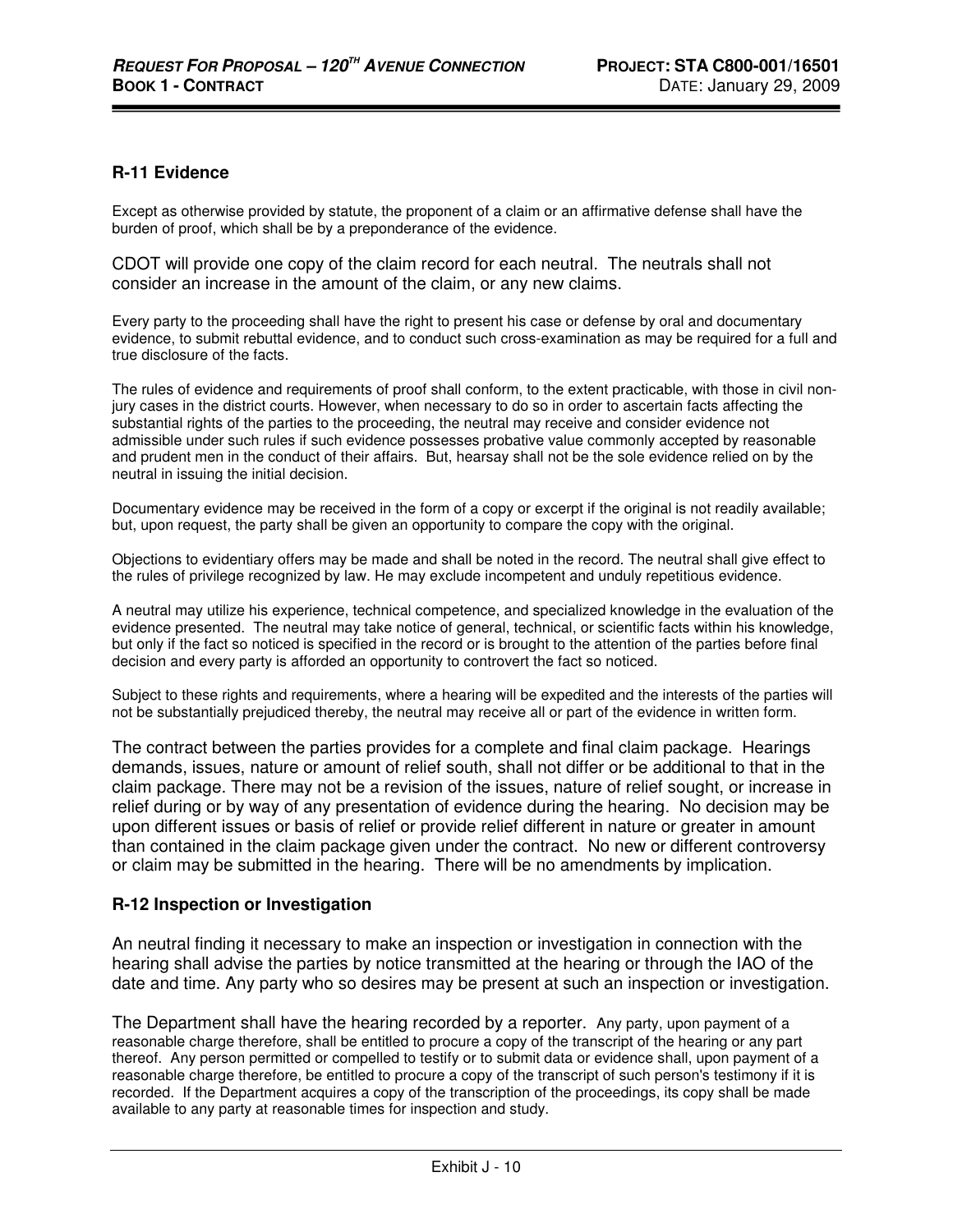### R-11 Evidence

Except as otherwise provided by statute, the proponent of a claim or an affirmative defense shall have the burden of proof, which shall be by a preponderance of the evidence.

CDOT will provide one copy of the claim record for each neutral. The neutrals shall not consider an increase in the amount of the claim, or any new claims.

Every party to the proceeding shall have the right to present his case or defense by oral and documentary evidence, to submit rebuttal evidence, and to conduct such cross-examination as may be required for a full and true disclosure of the facts.

The rules of evidence and requirements of proof shall conform, to the extent practicable, with those in civil non-jury cases in the district courts. However, when necessary to do so in order to ascertain facts affecting the substantial rights of the parties to the proceeding, the neutral may receive and consider evidence not admissible under such rules if such evidence possesses probative value commonly accepted by reasonable and prudent men in the conduct of their affairs. But, hearsay shall not be the sole evidence relied on by the neutral in issuing the initial decision.

Documentary evidence may be received in the form of a copy or excerpt if the original is not readily available; but, upon request, the party shall be given an opportunity to compare the copy with the original.

Objections to evidentiary offers may be made and shall be noted in the record. The neutral shall give effect to the rules of privilege recognized by law. He may exclude incompetent and unduly repetitious evidence.

A neutral may utilize his experience, technical competence, and specialized knowledge in the evaluation of the evidence presented. The neutral may take notice of general, technical, or scientific facts within his knowledge, but only if the fact so noticed is specified in the record or is brought to the attention of the parties before final decision and every party is afforded an opportunity to controvert the fact so noticed.

Subject to these rights and requirements, where a hearing will be expedited and the interests of the parties will not be substantially prejudiced thereby, the neutral may receive all or part of the evidence in written form.

The contract between the parties provides for a complete and final claim package. Hearings demands, issues, nature or amount of relief south, shall not differ or be additional to that in the claim package. There may not be a revision of the issues, nature of relief sought, or increase in relief during or by way of any presentation of evidence during the hearing. No decision may be upon different issues or basis of relief or provide relief different in nature or greater in amount than contained in the claim package given under the contract. No new or different controversy or claim may be submitted in the hearing. There will be no amendments by implication.

### R-12 Inspection or Investigation

An neutral finding it necessary to make an inspection or investigation in connection with the hearing shall advise the parties by notice transmitted at the hearing or through the IAO of the date and time. Any party who so desires may be present at such an inspection or investigation.

The Department shall have the hearing recorded by a reporter. Any party, upon payment of a reasonable charge therefore, shall be entitled to procure a copy of the transcript of the hearing or any part thereof. Any person permitted or compelled to testify or to submit data or evidence shall, upon payment of a reasonable charge therefore, be entitled to procure a copy of the transcript of such person's testimony if it is recorded. If the Department acquires a copy of the transcription of the proceedings, its copy shall be made available to any party at reasonable times for inspection and study.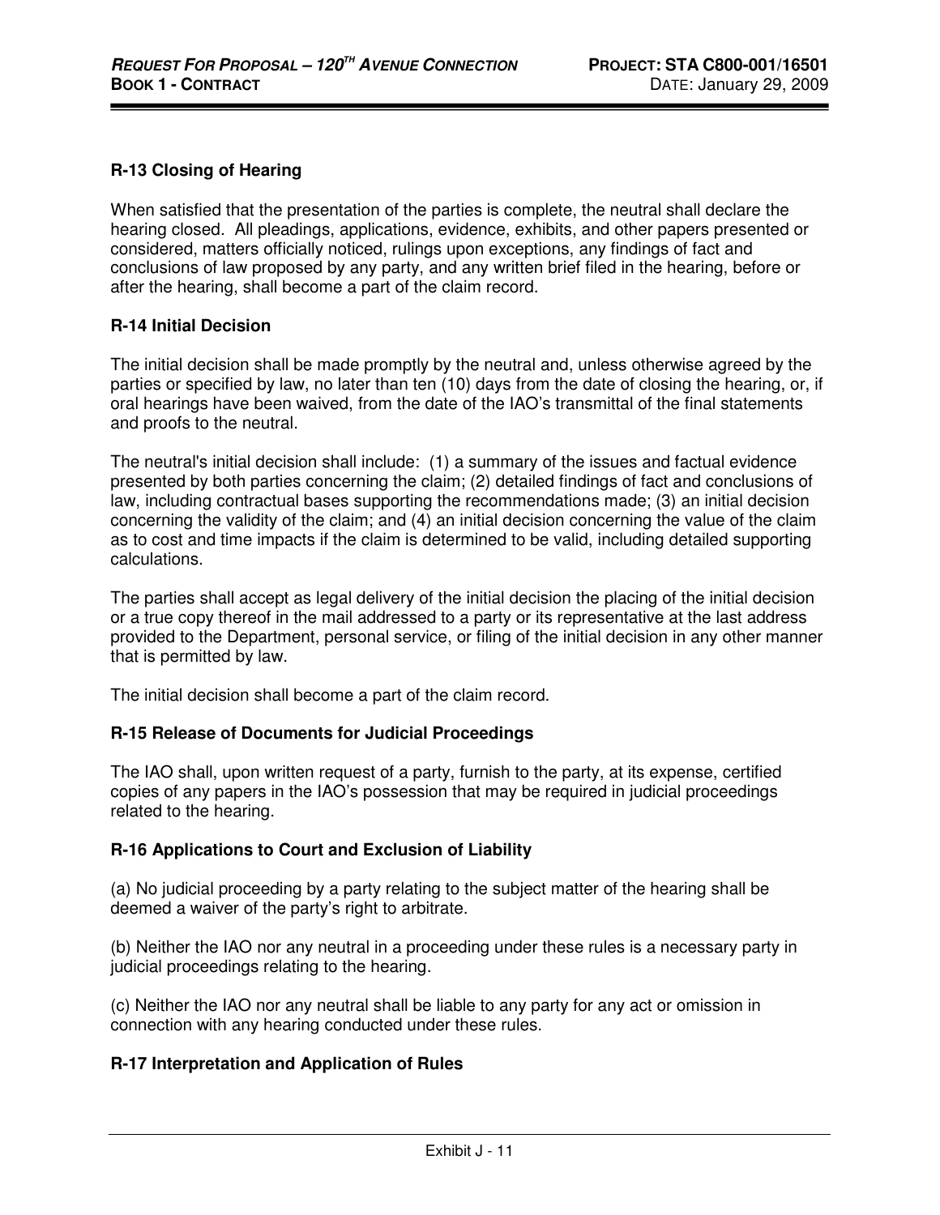**R-13 Closing of Hearing**

When satisfied that the presentation of the parties is complete, the neutral shall declare the hearing closed. All pleadings, applications, evidence, exhibits, and other papers presented or considered, matters officially noticed, rulings upon exceptions, any findings of fact and conclusions of law proposed by any party, and any written brief filed in the hearing, before or after the hearing, shall become a part of the claim record.

**R-14 Initial Decision**

The initial decision shall be made promptly by the neutral and, unless otherwise agreed by the parties or specified by law, no later than ten (10) days from the date of closing the hearing, or, if oral hearings have been waived, from the date of the IAO's transmittal of the final statements and proofs to the neutral.

The neutral's initial decision shall include: (1) a summary of the issues and factual evidence presented by both parties concerning the claim; (2) detailed findings of fact and conclusions of law, including contractual bases supporting the recommendations made; (3) an initial decision concerning the validity of the claim; and (4) an initial decision concerning the value of the claim as to cost and time impacts if the claim is determined to be valid, including detailed supporting calculations.

The parties shall accept as legal delivery of the initial decision the placing of the initial decision or a true copy thereof in the mail addressed to a party or its representative at the last address provided to the Department, personal service, or filing of the initial decision in any other manner that is permitted by law.

The initial decision shall become a part of the claim record.

**R-15 Release of Documents for Judicial Proceedings**

The IAO shall, upon written request of a party, furnish to the party, at its expense, certified copies of any papers in the IAO's possession that may be required in judicial proceedings related to the hearing.

**R-16 Applications to Court and Exclusion of Liability**

(a) No judicial proceeding by a party relating to the subject matter of the hearing shall be deemed a waiver of the party's right to arbitrate.

(b) Neither the IAO nor any neutral in a proceeding under these rules is a necessary party in judicial proceedings relating to the hearing.

(c) Neither the IAO nor any neutral shall be liable to any party for any act or omission in connection with any hearing conducted under these rules.

**R-17 Interpretation and Application of Rules**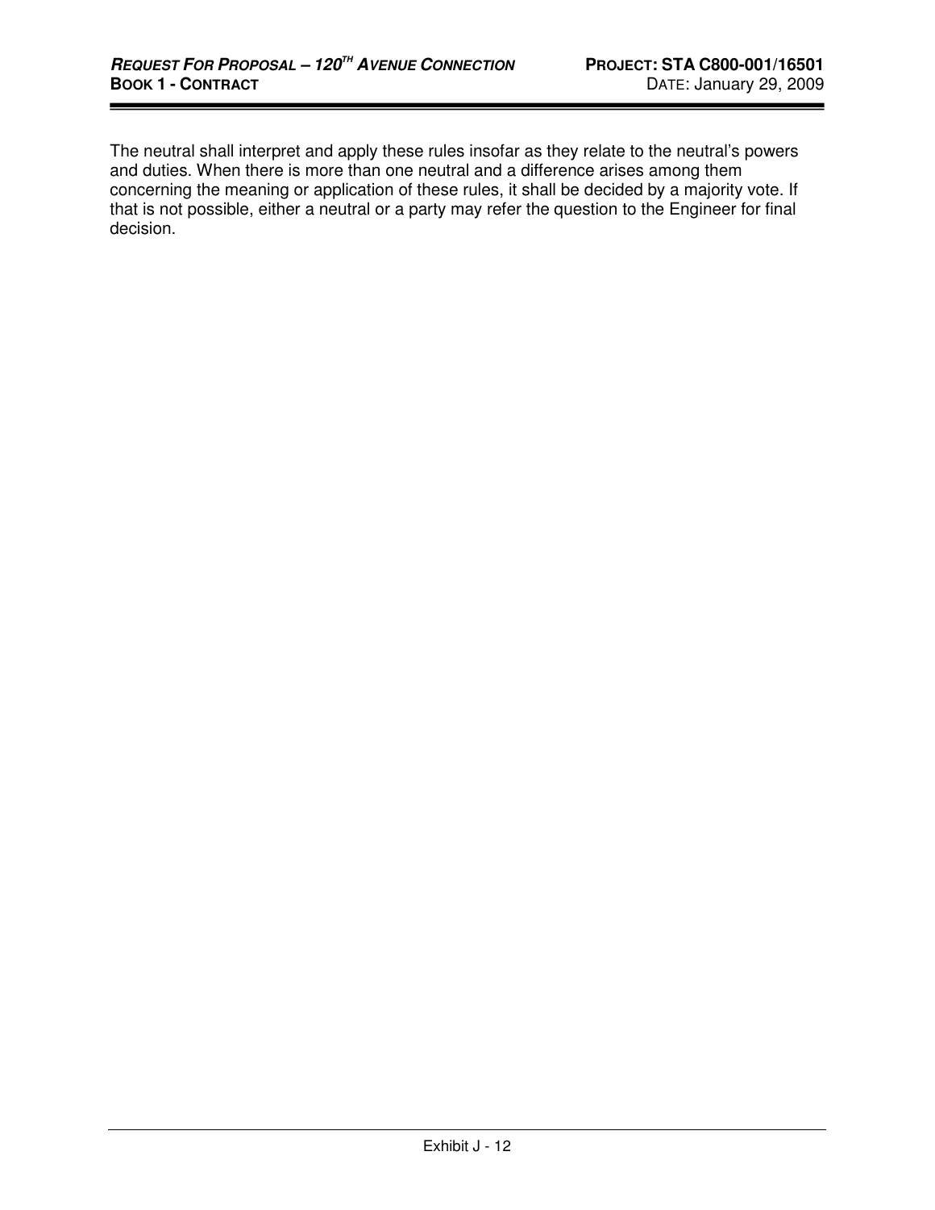The neutral shall interpret and apply these rules insofar as they relate to the neutral's powers and duties. When there is more than one neutral and a difference arises among them concerning the meaning or application of these rules, it shall be decided by a majority vote. If that is not possible, either a neutral or a party may refer the question to the Engineer for final decision.